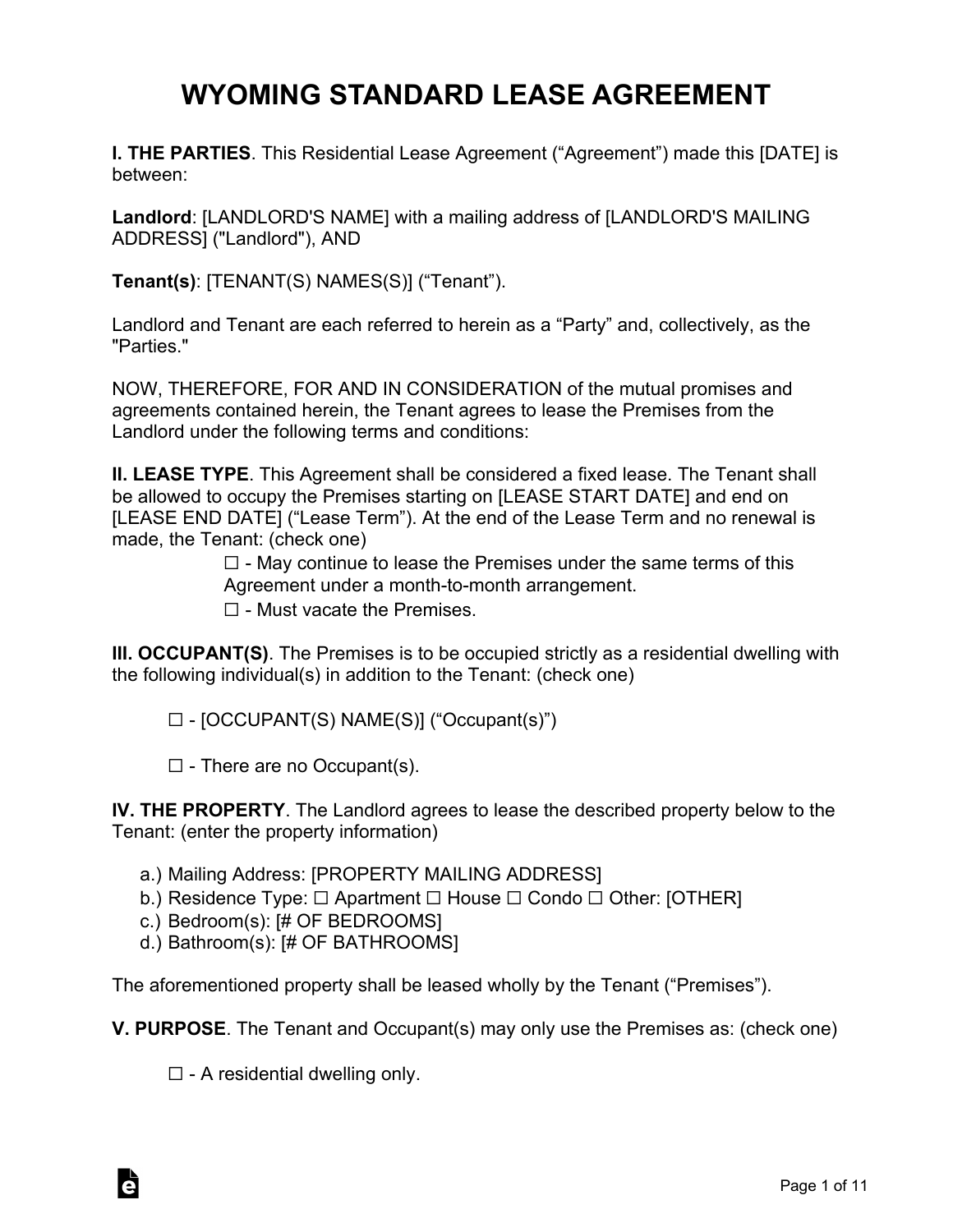# WYOMING STANDARD LEASE AGREEMENT

**I. THE PARTIES**. This Residential Lease Agreement ("Agreement") made this [DATE] is between:

**Landlord**: [LANDLORD'S NAME] with a mailing address of [LANDLORD'S MAILING ADDRESS] ("Landlord"), AND

**Tenant(s)**: [TENANT(S) NAMES(S)] ("Tenant").

Landlord and Tenant are each referred to herein as a "Party" and, collectively, as the "Parties."

NOW, THEREFORE, FOR AND IN CONSIDERATION of the mutual promises and agreements contained herein, the Tenant agrees to lease the Premises from the Landlord under the following terms and conditions:

**II. LEASE TYPE**. This Agreement shall be considered a fixed lease. The Tenant shall be allowed to occupy the Premises starting on [LEASE START DATE] and end on [LEASE END DATE] ("Lease Term"). At the end of the Lease Term and no renewal is made, the Tenant: (check one)

☐ - May continue to lease the Premises under the same terms of this Agreement under a month-to-month arrangement.

☐ - Must vacate the Premises.

**III. OCCUPANT(S)**. The Premises is to be occupied strictly as a residential dwelling with the following individual(s) in addition to the Tenant: (check one)

☐ - [OCCUPANT(S) NAME(S)] ("Occupant(s)")

☐ - There are no Occupant(s).

**IV. THE PROPERTY**. The Landlord agrees to lease the described property below to the Tenant: (enter the property information)

a.) Mailing Address: [PROPERTY MAILING ADDRESS]
b.) Residence Type: ☐ Apartment ☐ House ☐ Condo ☐ Other: [OTHER]
c.) Bedroom(s): [# OF BEDROOMS]
d.) Bathroom(s): [# OF BATHROOMS]

The aforementioned property shall be leased wholly by the Tenant ("Premises").

**V. PURPOSE**. The Tenant and Occupant(s) may only use the Premises as: (check one)

☐ - A residential dwelling only.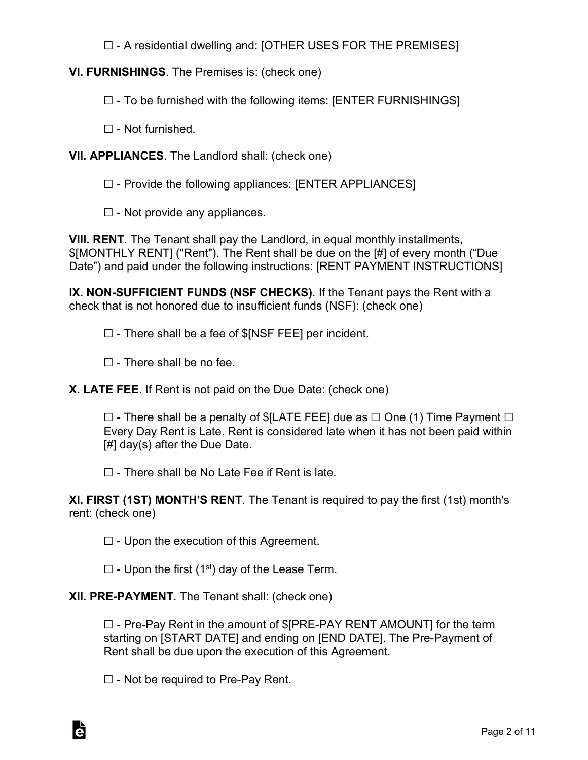☐ - A residential dwelling and: [OTHER USES FOR THE PREMISES]

**VI. FURNISHINGS**. The Premises is: (check one)

☐ - To be furnished with the following items: [ENTER FURNISHINGS]

☐ - Not furnished.

**VII. APPLIANCES**. The Landlord shall: (check one)

☐ - Provide the following appliances: [ENTER APPLIANCES]

☐ - Not provide any appliances.

**VIII. RENT**. The Tenant shall pay the Landlord, in equal monthly installments, $[MONTHLY RENT] ("Rent"). The Rent shall be due on the [#] of every month ("Due Date") and paid under the following instructions: [RENT PAYMENT INSTRUCTIONS]

**IX. NON-SUFFICIENT FUNDS (NSF CHECKS)**. If the Tenant pays the Rent with a check that is not honored due to insufficient funds (NSF): (check one)

☐ - There shall be a fee of $[NSF FEE] per incident.

☐ - There shall be no fee.

**X. LATE FEE**. If Rent is not paid on the Due Date: (check one)

☐ - There shall be a penalty of $[LATE FEE] due as ☐ One (1) Time Payment ☐ Every Day Rent is Late. Rent is considered late when it has not been paid within [#] day(s) after the Due Date.

☐ - There shall be No Late Fee if Rent is late.

**XI. FIRST (1ST) MONTH'S RENT**. The Tenant is required to pay the first (1st) month's rent: (check one)

☐ - Upon the execution of this Agreement.

☐ - Upon the first (1st) day of the Lease Term.

**XII. PRE-PAYMENT**. The Tenant shall: (check one)

☐ - Pre-Pay Rent in the amount of $[PRE-PAY RENT AMOUNT] for the term starting on [START DATE] and ending on [END DATE]. The Pre-Payment of Rent shall be due upon the execution of this Agreement.

☐ - Not be required to Pre-Pay Rent.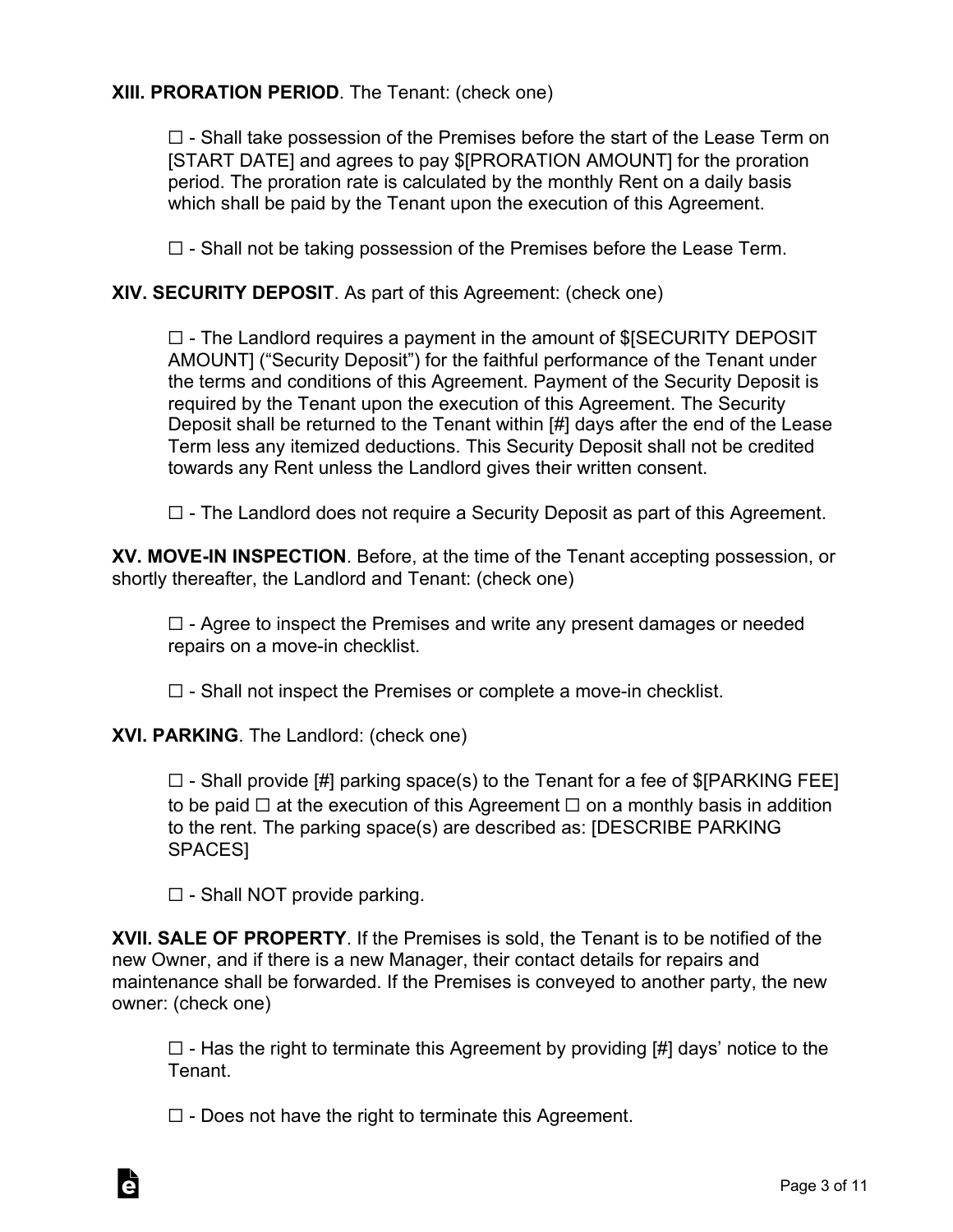**XIII. PRORATION PERIOD**. The Tenant: (check one)

☐ - Shall take possession of the Premises before the start of the Lease Term on [START DATE] and agrees to pay $[PRORATION AMOUNT] for the proration period. The proration rate is calculated by the monthly Rent on a daily basis which shall be paid by the Tenant upon the execution of this Agreement.

☐ - Shall not be taking possession of the Premises before the Lease Term.

**XIV. SECURITY DEPOSIT**. As part of this Agreement: (check one)

☐ - The Landlord requires a payment in the amount of $[SECURITY DEPOSIT AMOUNT] ("Security Deposit") for the faithful performance of the Tenant under the terms and conditions of this Agreement. Payment of the Security Deposit is required by the Tenant upon the execution of this Agreement. The Security Deposit shall be returned to the Tenant within [#] days after the end of the Lease Term less any itemized deductions. This Security Deposit shall not be credited towards any Rent unless the Landlord gives their written consent.

☐ - The Landlord does not require a Security Deposit as part of this Agreement.

**XV. MOVE-IN INSPECTION**. Before, at the time of the Tenant accepting possession, or shortly thereafter, the Landlord and Tenant: (check one)

☐ - Agree to inspect the Premises and write any present damages or needed repairs on a move-in checklist.

☐ - Shall not inspect the Premises or complete a move-in checklist.

**XVI. PARKING**. The Landlord: (check one)

☐ - Shall provide [#] parking space(s) to the Tenant for a fee of $[PARKING FEE] to be paid ☐ at the execution of this Agreement ☐ on a monthly basis in addition to the rent. The parking space(s) are described as: [DESCRIBE PARKING SPACES]

☐ - Shall NOT provide parking.

**XVII. SALE OF PROPERTY**. If the Premises is sold, the Tenant is to be notified of the new Owner, and if there is a new Manager, their contact details for repairs and maintenance shall be forwarded. If the Premises is conveyed to another party, the new owner: (check one)

☐ - Has the right to terminate this Agreement by providing [#] days' notice to the Tenant.

☐ - Does not have the right to terminate this Agreement.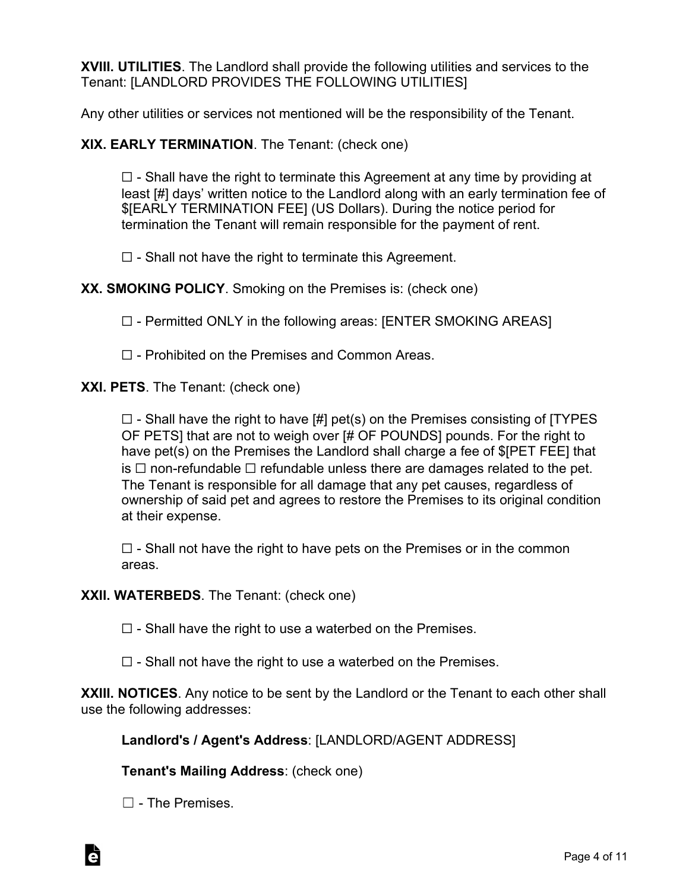**XVIII. UTILITIES**. The Landlord shall provide the following utilities and services to the Tenant: [LANDLORD PROVIDES THE FOLLOWING UTILITIES]

Any other utilities or services not mentioned will be the responsibility of the Tenant.

**XIX. EARLY TERMINATION**. The Tenant: (check one)

> ☐ - Shall have the right to terminate this Agreement at any time by providing at least [#] days' written notice to the Landlord along with an early termination fee of $[EARLY TERMINATION FEE] (US Dollars). During the notice period for termination the Tenant will remain responsible for the payment of rent.
>
> ☐ - Shall not have the right to terminate this Agreement.

**XX. SMOKING POLICY**. Smoking on the Premises is: (check one)

> ☐ - Permitted ONLY in the following areas: [ENTER SMOKING AREAS]
>
> ☐ - Prohibited on the Premises and Common Areas.

**XXI. PETS**. The Tenant: (check one)

> ☐ - Shall have the right to have [#] pet(s) on the Premises consisting of [TYPES OF PETS] that are not to weigh over [# OF POUNDS] pounds. For the right to have pet(s) on the Premises the Landlord shall charge a fee of $[PET FEE] that is ☐ non-refundable ☐ refundable unless there are damages related to the pet. The Tenant is responsible for all damage that any pet causes, regardless of ownership of said pet and agrees to restore the Premises to its original condition at their expense.
>
> ☐ - Shall not have the right to have pets on the Premises or in the common areas.

**XXII. WATERBEDS**. The Tenant: (check one)

> ☐ - Shall have the right to use a waterbed on the Premises.
>
> ☐ - Shall not have the right to use a waterbed on the Premises.

**XXIII. NOTICES**. Any notice to be sent by the Landlord or the Tenant to each other shall use the following addresses:

> **Landlord's / Agent's Address**: [LANDLORD/AGENT ADDRESS]
>
> **Tenant's Mailing Address**: (check one)
>
> ☐ - The Premises.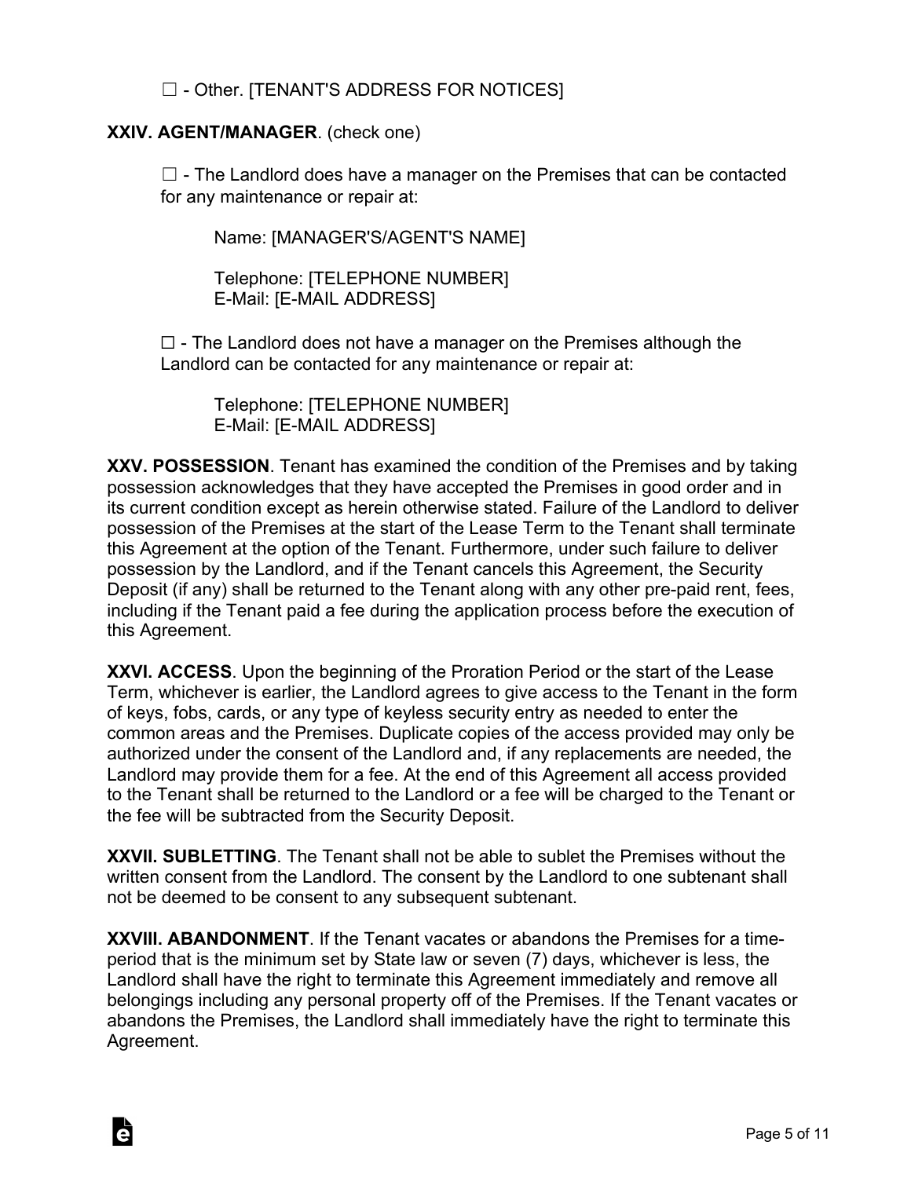☐ - Other. [TENANT'S ADDRESS FOR NOTICES]

**XXIV. AGENT/MANAGER**. (check one)

☐ - The Landlord does have a manager on the Premises that can be contacted for any maintenance or repair at:

Name: [MANAGER'S/AGENT'S NAME]

Telephone: [TELEPHONE NUMBER]
E-Mail: [E-MAIL ADDRESS]

☐ - The Landlord does not have a manager on the Premises although the Landlord can be contacted for any maintenance or repair at:

Telephone: [TELEPHONE NUMBER]
E-Mail: [E-MAIL ADDRESS]

**XXV. POSSESSION**. Tenant has examined the condition of the Premises and by taking possession acknowledges that they have accepted the Premises in good order and in its current condition except as herein otherwise stated. Failure of the Landlord to deliver possession of the Premises at the start of the Lease Term to the Tenant shall terminate this Agreement at the option of the Tenant. Furthermore, under such failure to deliver possession by the Landlord, and if the Tenant cancels this Agreement, the Security Deposit (if any) shall be returned to the Tenant along with any other pre-paid rent, fees, including if the Tenant paid a fee during the application process before the execution of this Agreement.

**XXVI. ACCESS**. Upon the beginning of the Proration Period or the start of the Lease Term, whichever is earlier, the Landlord agrees to give access to the Tenant in the form of keys, fobs, cards, or any type of keyless security entry as needed to enter the common areas and the Premises. Duplicate copies of the access provided may only be authorized under the consent of the Landlord and, if any replacements are needed, the Landlord may provide them for a fee. At the end of this Agreement all access provided to the Tenant shall be returned to the Landlord or a fee will be charged to the Tenant or the fee will be subtracted from the Security Deposit.

**XXVII. SUBLETTING**. The Tenant shall not be able to sublet the Premises without the written consent from the Landlord. The consent by the Landlord to one subtenant shall not be deemed to be consent to any subsequent subtenant.

**XXVIII. ABANDONMENT**. If the Tenant vacates or abandons the Premises for a time-period that is the minimum set by State law or seven (7) days, whichever is less, the Landlord shall have the right to terminate this Agreement immediately and remove all belongings including any personal property off of the Premises. If the Tenant vacates or abandons the Premises, the Landlord shall immediately have the right to terminate this Agreement.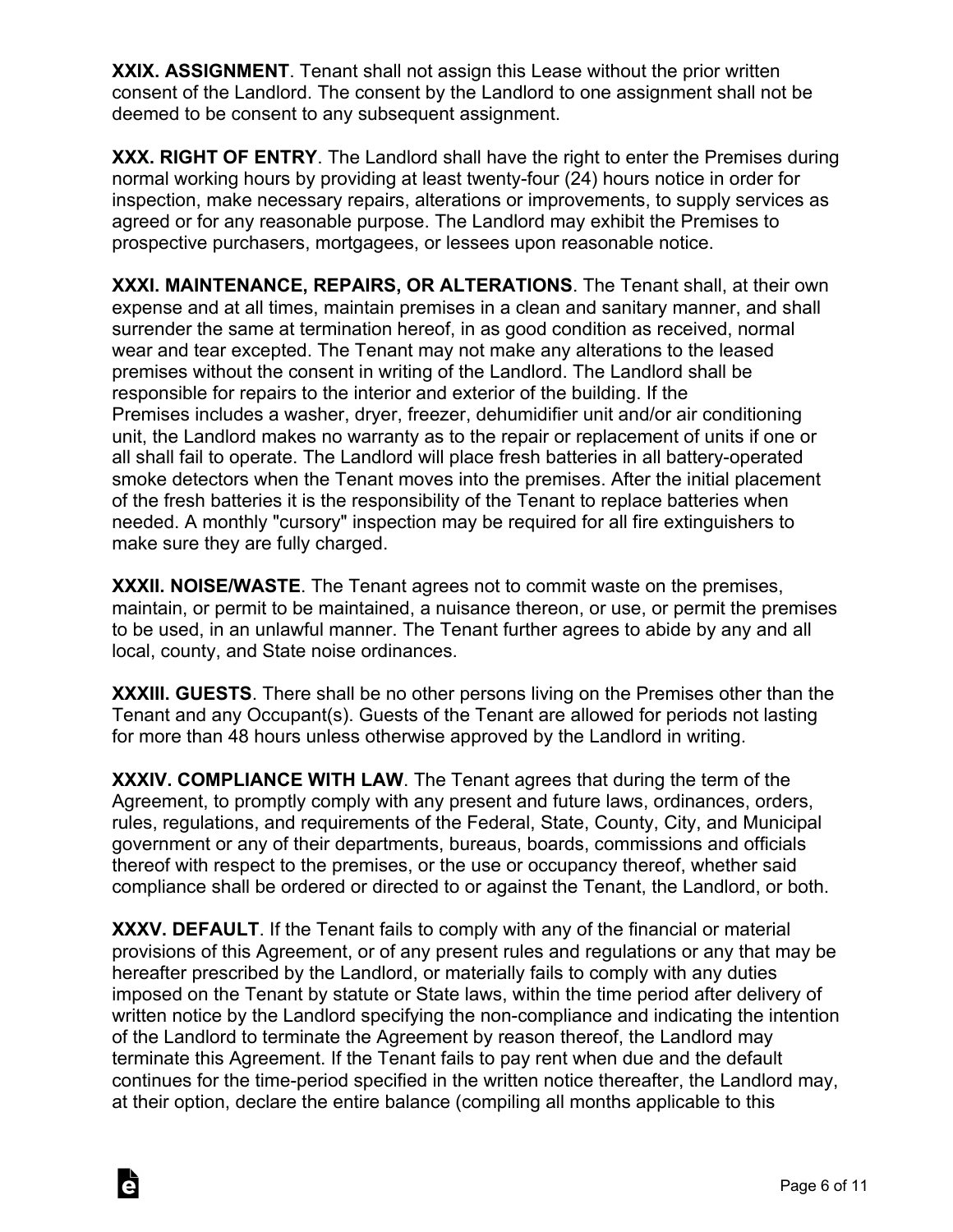**XXIX. ASSIGNMENT**. Tenant shall not assign this Lease without the prior written consent of the Landlord. The consent by the Landlord to one assignment shall not be deemed to be consent to any subsequent assignment.

**XXX. RIGHT OF ENTRY**. The Landlord shall have the right to enter the Premises during normal working hours by providing at least twenty-four (24) hours notice in order for inspection, make necessary repairs, alterations or improvements, to supply services as agreed or for any reasonable purpose. The Landlord may exhibit the Premises to prospective purchasers, mortgagees, or lessees upon reasonable notice.

**XXXI. MAINTENANCE, REPAIRS, OR ALTERATIONS**. The Tenant shall, at their own expense and at all times, maintain premises in a clean and sanitary manner, and shall surrender the same at termination hereof, in as good condition as received, normal wear and tear excepted. The Tenant may not make any alterations to the leased premises without the consent in writing of the Landlord. The Landlord shall be responsible for repairs to the interior and exterior of the building. If the Premises includes a washer, dryer, freezer, dehumidifier unit and/or air conditioning unit, the Landlord makes no warranty as to the repair or replacement of units if one or all shall fail to operate. The Landlord will place fresh batteries in all battery-operated smoke detectors when the Tenant moves into the premises. After the initial placement of the fresh batteries it is the responsibility of the Tenant to replace batteries when needed. A monthly "cursory" inspection may be required for all fire extinguishers to make sure they are fully charged.

**XXXII. NOISE/WASTE**. The Tenant agrees not to commit waste on the premises, maintain, or permit to be maintained, a nuisance thereon, or use, or permit the premises to be used, in an unlawful manner. The Tenant further agrees to abide by any and all local, county, and State noise ordinances.

**XXXIII. GUESTS**. There shall be no other persons living on the Premises other than the Tenant and any Occupant(s). Guests of the Tenant are allowed for periods not lasting for more than 48 hours unless otherwise approved by the Landlord in writing.

**XXXIV. COMPLIANCE WITH LAW**. The Tenant agrees that during the term of the Agreement, to promptly comply with any present and future laws, ordinances, orders, rules, regulations, and requirements of the Federal, State, County, City, and Municipal government or any of their departments, bureaus, boards, commissions and officials thereof with respect to the premises, or the use or occupancy thereof, whether said compliance shall be ordered or directed to or against the Tenant, the Landlord, or both.

**XXXV. DEFAULT**. If the Tenant fails to comply with any of the financial or material provisions of this Agreement, or of any present rules and regulations or any that may be hereafter prescribed by the Landlord, or materially fails to comply with any duties imposed on the Tenant by statute or State laws, within the time period after delivery of written notice by the Landlord specifying the non-compliance and indicating the intention of the Landlord to terminate the Agreement by reason thereof, the Landlord may terminate this Agreement. If the Tenant fails to pay rent when due and the default continues for the time-period specified in the written notice thereafter, the Landlord may, at their option, declare the entire balance (compiling all months applicable to this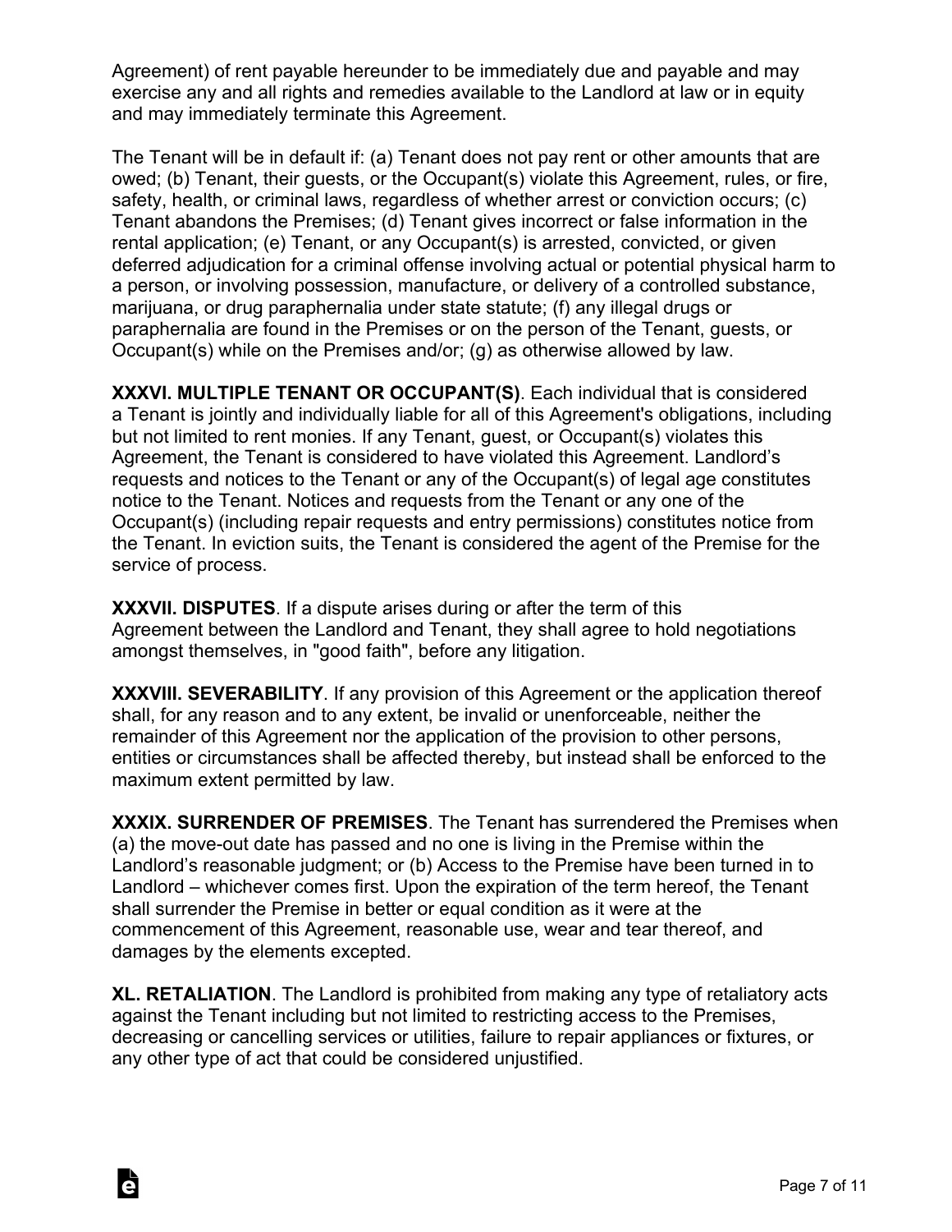Agreement) of rent payable hereunder to be immediately due and payable and may exercise any and all rights and remedies available to the Landlord at law or in equity and may immediately terminate this Agreement.

The Tenant will be in default if: (a) Tenant does not pay rent or other amounts that are owed; (b) Tenant, their guests, or the Occupant(s) violate this Agreement, rules, or fire, safety, health, or criminal laws, regardless of whether arrest or conviction occurs; (c) Tenant abandons the Premises; (d) Tenant gives incorrect or false information in the rental application; (e) Tenant, or any Occupant(s) is arrested, convicted, or given deferred adjudication for a criminal offense involving actual or potential physical harm to a person, or involving possession, manufacture, or delivery of a controlled substance, marijuana, or drug paraphernalia under state statute; (f) any illegal drugs or paraphernalia are found in the Premises or on the person of the Tenant, guests, or Occupant(s) while on the Premises and/or; (g) as otherwise allowed by law.

**XXXVI. MULTIPLE TENANT OR OCCUPANT(S)**. Each individual that is considered a Tenant is jointly and individually liable for all of this Agreement's obligations, including but not limited to rent monies. If any Tenant, guest, or Occupant(s) violates this Agreement, the Tenant is considered to have violated this Agreement. Landlord's requests and notices to the Tenant or any of the Occupant(s) of legal age constitutes notice to the Tenant. Notices and requests from the Tenant or any one of the Occupant(s) (including repair requests and entry permissions) constitutes notice from the Tenant. In eviction suits, the Tenant is considered the agent of the Premise for the service of process.

**XXXVII. DISPUTES**. If a dispute arises during or after the term of this Agreement between the Landlord and Tenant, they shall agree to hold negotiations amongst themselves, in "good faith", before any litigation.

**XXXVIII. SEVERABILITY**. If any provision of this Agreement or the application thereof shall, for any reason and to any extent, be invalid or unenforceable, neither the remainder of this Agreement nor the application of the provision to other persons, entities or circumstances shall be affected thereby, but instead shall be enforced to the maximum extent permitted by law.

**XXXIX. SURRENDER OF PREMISES**. The Tenant has surrendered the Premises when (a) the move-out date has passed and no one is living in the Premise within the Landlord's reasonable judgment; or (b) Access to the Premise have been turned in to Landlord – whichever comes first. Upon the expiration of the term hereof, the Tenant shall surrender the Premise in better or equal condition as it were at the commencement of this Agreement, reasonable use, wear and tear thereof, and damages by the elements excepted.

**XL. RETALIATION**. The Landlord is prohibited from making any type of retaliatory acts against the Tenant including but not limited to restricting access to the Premises, decreasing or cancelling services or utilities, failure to repair appliances or fixtures, or any other type of act that could be considered unjustified.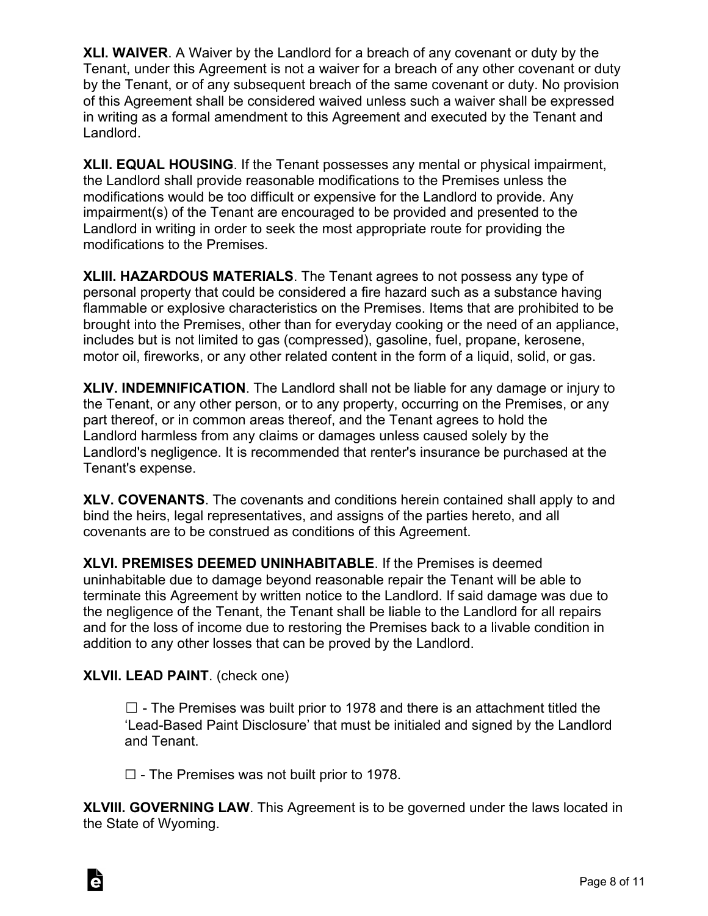**XLI. WAIVER**. A Waiver by the Landlord for a breach of any covenant or duty by the Tenant, under this Agreement is not a waiver for a breach of any other covenant or duty by the Tenant, or of any subsequent breach of the same covenant or duty. No provision of this Agreement shall be considered waived unless such a waiver shall be expressed in writing as a formal amendment to this Agreement and executed by the Tenant and Landlord.

**XLII. EQUAL HOUSING**. If the Tenant possesses any mental or physical impairment, the Landlord shall provide reasonable modifications to the Premises unless the modifications would be too difficult or expensive for the Landlord to provide. Any impairment(s) of the Tenant are encouraged to be provided and presented to the Landlord in writing in order to seek the most appropriate route for providing the modifications to the Premises.

**XLIII. HAZARDOUS MATERIALS**. The Tenant agrees to not possess any type of personal property that could be considered a fire hazard such as a substance having flammable or explosive characteristics on the Premises. Items that are prohibited to be brought into the Premises, other than for everyday cooking or the need of an appliance, includes but is not limited to gas (compressed), gasoline, fuel, propane, kerosene, motor oil, fireworks, or any other related content in the form of a liquid, solid, or gas.

**XLIV. INDEMNIFICATION**. The Landlord shall not be liable for any damage or injury to the Tenant, or any other person, or to any property, occurring on the Premises, or any part thereof, or in common areas thereof, and the Tenant agrees to hold the Landlord harmless from any claims or damages unless caused solely by the Landlord's negligence. It is recommended that renter's insurance be purchased at the Tenant's expense.

**XLV. COVENANTS**. The covenants and conditions herein contained shall apply to and bind the heirs, legal representatives, and assigns of the parties hereto, and all covenants are to be construed as conditions of this Agreement.

**XLVI. PREMISES DEEMED UNINHABITABLE**. If the Premises is deemed uninhabitable due to damage beyond reasonable repair the Tenant will be able to terminate this Agreement by written notice to the Landlord. If said damage was due to the negligence of the Tenant, the Tenant shall be liable to the Landlord for all repairs and for the loss of income due to restoring the Premises back to a livable condition in addition to any other losses that can be proved by the Landlord.

**XLVII. LEAD PAINT**. (check one)

☐ - The Premises was built prior to 1978 and there is an attachment titled the 'Lead-Based Paint Disclosure' that must be initialed and signed by the Landlord and Tenant.

☐ - The Premises was not built prior to 1978.

**XLVIII. GOVERNING LAW**. This Agreement is to be governed under the laws located in the State of Wyoming.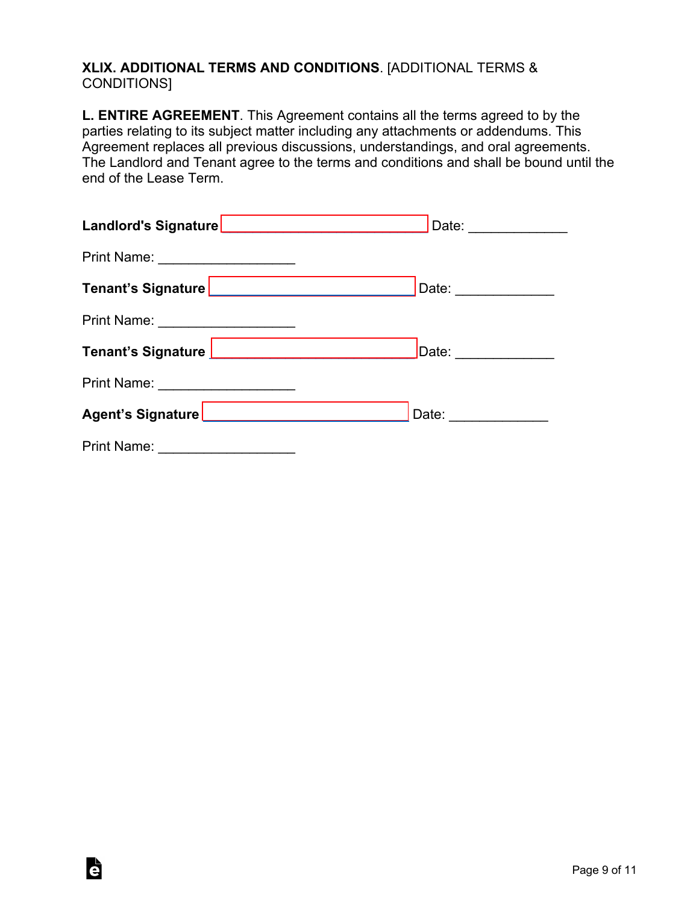**XLIX. ADDITIONAL TERMS AND CONDITIONS**. [ADDITIONAL TERMS & CONDITIONS]

**L. ENTIRE AGREEMENT**. This Agreement contains all the terms agreed to by the parties relating to its subject matter including any attachments or addendums. This Agreement replaces all previous discussions, understandings, and oral agreements. The Landlord and Tenant agree to the terms and conditions and shall be bound until the end of the Lease Term.

**Landlord's Signature** ____________________________ Date: _____________

Print Name: __________________

**Tenant's Signature** ____________________________ Date: _____________

Print Name: __________________

**Tenant's Signature** ____________________________ Date: _____________

Print Name: __________________

**Agent's Signature** ____________________________ Date: _____________

Print Name: __________________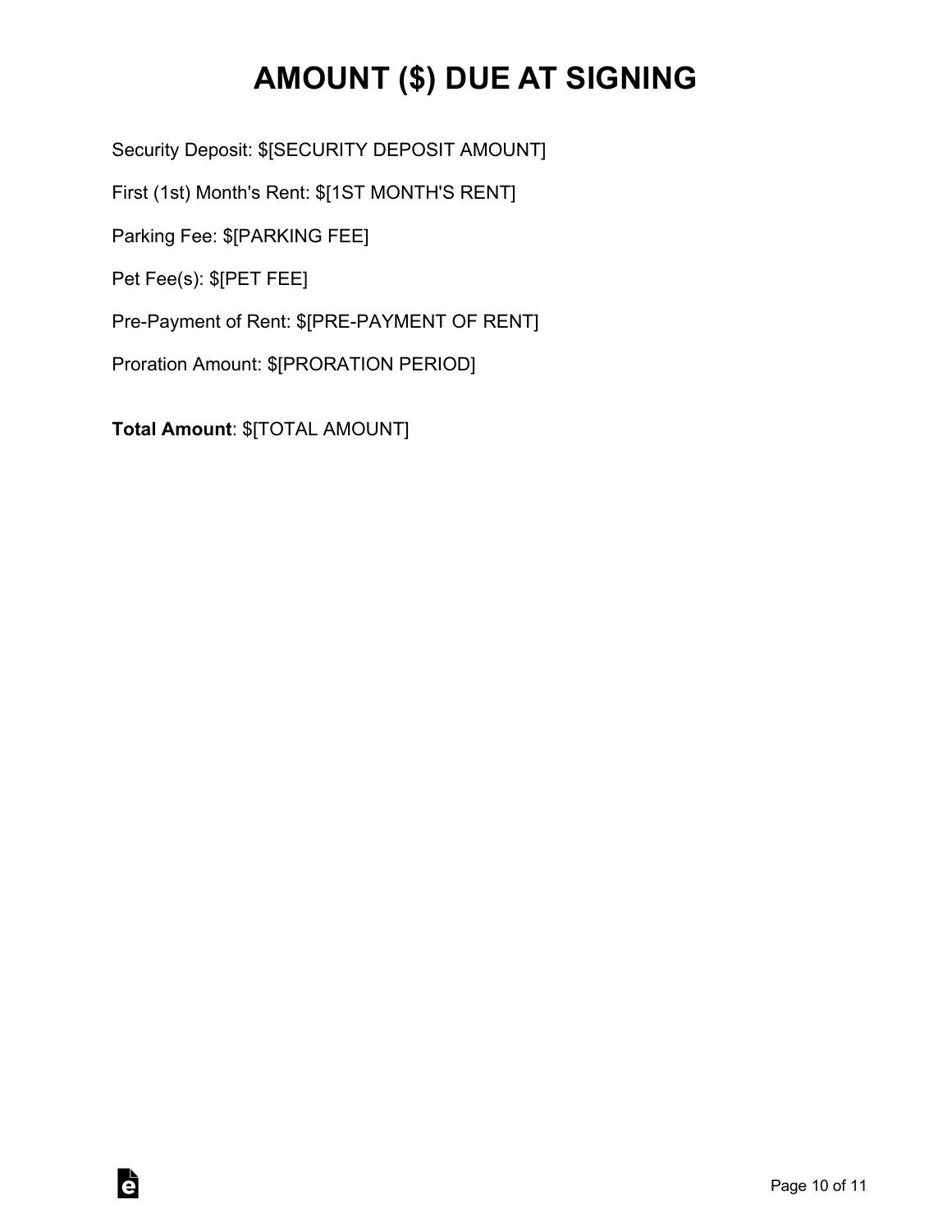# AMOUNT ($) DUE AT SIGNING

Security Deposit: $[SECURITY DEPOSIT AMOUNT]

First (1st) Month's Rent: $[1ST MONTH'S RENT]

Parking Fee: $[PARKING FEE]

Pet Fee(s): $[PET FEE]

Pre-Payment of Rent: $[PRE-PAYMENT OF RENT]

Proration Amount: $[PRORATION PERIOD]

**Total Amount**: $[TOTAL AMOUNT]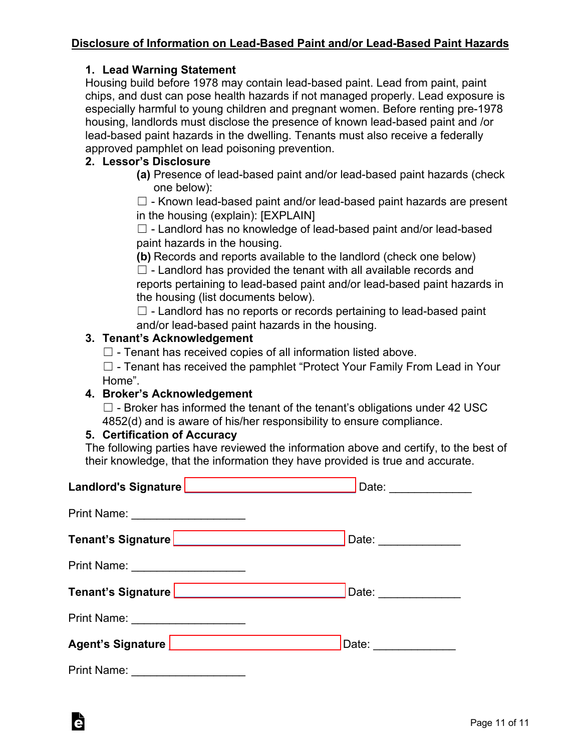## Disclosure of Information on Lead-Based Paint and/or Lead-Based Paint Hazards

1. **Lead Warning Statement**
   Housing build before 1978 may contain lead-based paint. Lead from paint, paint chips, and dust can pose health hazards if not managed properly. Lead exposure is especially harmful to young children and pregnant women. Before renting pre-1978 housing, landlords must disclose the presence of known lead-based paint and /or lead-based paint hazards in the dwelling. Tenants must also receive a federally approved pamphlet on lead poisoning prevention.
2. **Lessor's Disclosure**
   **(a)** Presence of lead-based paint and/or lead-based paint hazards (check one below):
   ☐ - Known lead-based paint and/or lead-based paint hazards are present in the housing (explain): [EXPLAIN]
   ☐ - Landlord has no knowledge of lead-based paint and/or lead-based paint hazards in the housing.
   **(b)** Records and reports available to the landlord (check one below)
   ☐ - Landlord has provided the tenant with all available records and reports pertaining to lead-based paint and/or lead-based paint hazards in the housing (list documents below).
   ☐ - Landlord has no reports or records pertaining to lead-based paint and/or lead-based paint hazards in the housing.
3. **Tenant's Acknowledgement**
   ☐ - Tenant has received copies of all information listed above.
   ☐ - Tenant has received the pamphlet "Protect Your Family From Lead in Your Home".
4. **Broker's Acknowledgement**
   ☐ - Broker has informed the tenant of the tenant's obligations under 42 USC 4852(d) and is aware of his/her responsibility to ensure compliance.
5. **Certification of Accuracy**
   The following parties have reviewed the information above and certify, to the best of their knowledge, that the information they have provided is true and accurate.

**Landlord's Signature** ______________________ Date: _____________

Print Name: __________________

**Tenant's Signature** ______________________ Date: _____________

Print Name: __________________

**Tenant's Signature** ______________________ Date: _____________

Print Name: __________________

**Agent's Signature** ______________________ Date: _____________

Print Name: __________________